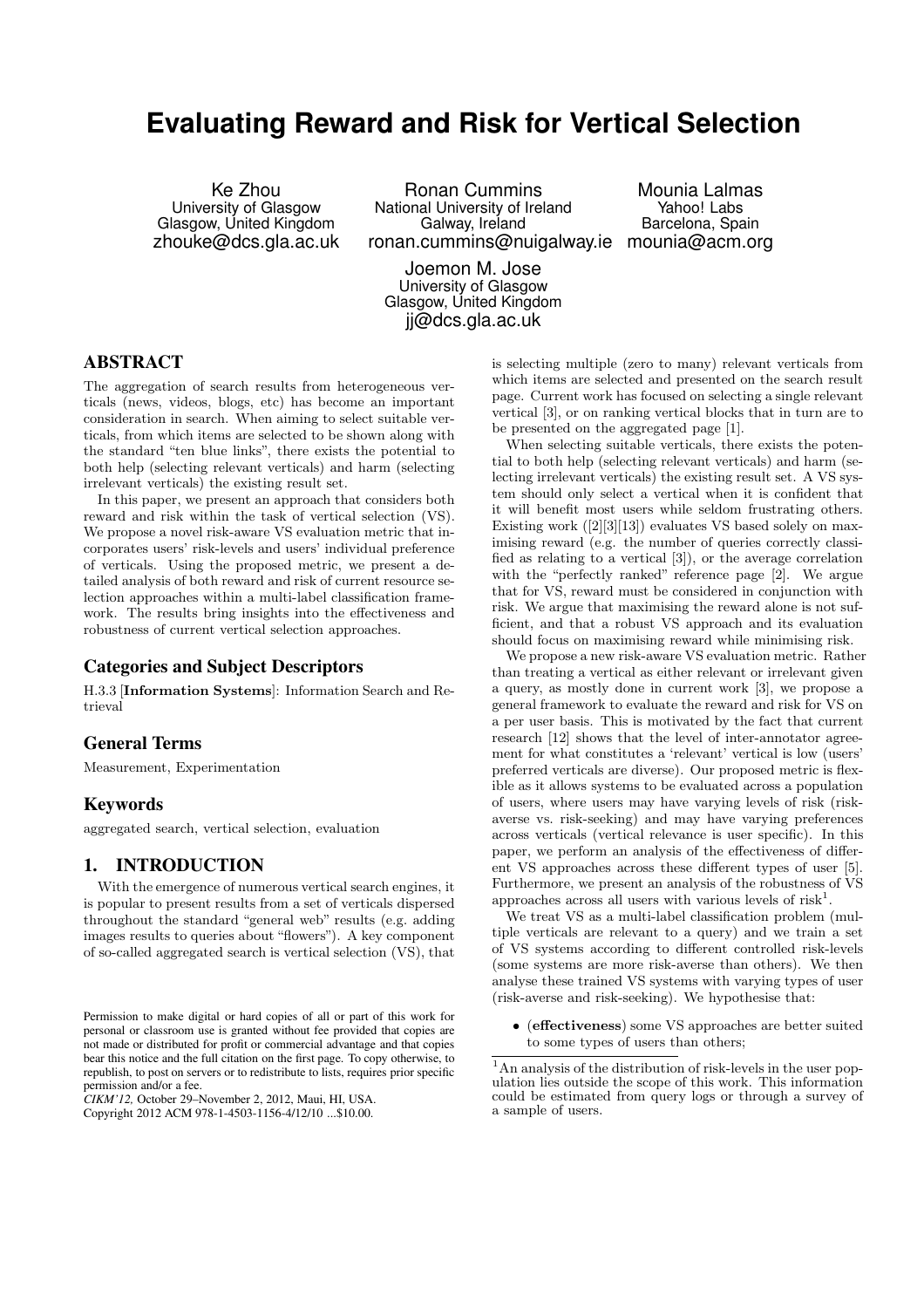# Evaluating Reward and Risk for Vertical Selection

Ke Zhou
University of Glasgow
Glasgow, United Kingdom
zhouke@dcs.gla.ac.uk

Ronan Cummins
National University of Ireland
Galway, Ireland
ronan.cummins@nuigalway.ie

Mounia Lalmas
Yahoo! Labs
Barcelona, Spain
mounia@acm.org

Joemon M. Jose
University of Glasgow
Glasgow, United Kingdom
jj@dcs.gla.ac.uk

## ABSTRACT

The aggregation of search results from heterogeneous verticals (news, videos, blogs, etc) has become an important consideration in search. When aiming to select suitable verticals, from which items are selected to be shown along with the standard "ten blue links", there exists the potential to both help (selecting relevant verticals) and harm (selecting irrelevant verticals) the existing result set.

In this paper, we present an approach that considers both reward and risk within the task of vertical selection (VS). We propose a novel risk-aware VS evaluation metric that incorporates users' risk-levels and users' individual preference of verticals. Using the proposed metric, we present a detailed analysis of both reward and risk of current resource selection approaches within a multi-label classification framework. The results bring insights into the effectiveness and robustness of current vertical selection approaches.

### Categories and Subject Descriptors

H.3.3 [**Information Systems**]: Information Search and Retrieval

### General Terms

Measurement, Experimentation

### Keywords

aggregated search, vertical selection, evaluation

## 1. INTRODUCTION

With the emergence of numerous vertical search engines, it is popular to present results from a set of verticals dispersed throughout the standard "general web" results (e.g. adding images results to queries about "flowers"). A key component of so-called aggregated search is vertical selection (VS), that is selecting multiple (zero to many) relevant verticals from which items are selected and presented on the search result page. Current work has focused on selecting a single relevant vertical [3], or on ranking vertical blocks that in turn are to be presented on the aggregated page [1].

When selecting suitable verticals, there exists the potential to both help (selecting relevant verticals) and harm (selecting irrelevant verticals) the existing result set. A VS system should only select a vertical when it is confident that it will benefit most users while seldom frustrating others. Existing work ([2][3][13]) evaluates VS based solely on maximising reward (e.g. the number of queries correctly classified as relating to a vertical [3]), or the average correlation with the "perfectly ranked" reference page [2]. We argue that for VS, reward must be considered in conjunction with risk. We argue that maximising the reward alone is not sufficient, and that a robust VS approach and its evaluation should focus on maximising reward while minimising risk.

We propose a new risk-aware VS evaluation metric. Rather than treating a vertical as either relevant or irrelevant given a query, as mostly done in current work [3], we propose a general framework to evaluate the reward and risk for VS on a per user basis. This is motivated by the fact that current research [12] shows that the level of inter-annotator agreement for what constitutes a 'relevant' vertical is low (users' preferred verticals are diverse). Our proposed metric is flexible as it allows systems to be evaluated across a population of users, where users may have varying levels of risk (risk-averse vs. risk-seeking) and may have varying preferences across verticals (vertical relevance is user specific). In this paper, we perform an analysis of the effectiveness of different VS approaches across these different types of user [5]. Furthermore, we present an analysis of the robustness of VS approaches across all users with various levels of risk[1].

We treat VS as a multi-label classification problem (multiple verticals are relevant to a query) and we train a set of VS systems according to different controlled risk-levels (some systems are more risk-averse than others). We then analyse these trained VS systems with varying types of user (risk-averse and risk-seeking). We hypothesise that:

- (**effectiveness**) some VS approaches are better suited to some types of users than others;

[1] An analysis of the distribution of risk-levels in the user population lies outside the scope of this work. This information could be estimated from query logs or through a survey of a sample of users.

Permission to make digital or hard copies of all or part of this work for personal or classroom use is granted without fee provided that copies are not made or distributed for profit or commercial advantage and that copies bear this notice and the full citation on the first page. To copy otherwise, to republish, to post on servers or to redistribute to lists, requires prior specific permission and/or a fee.
*CIKM'12,* October 29–November 2, 2012, Maui, HI, USA.
Copyright 2012 ACM 978-1-4503-1156-4/12/10 ...$10.00.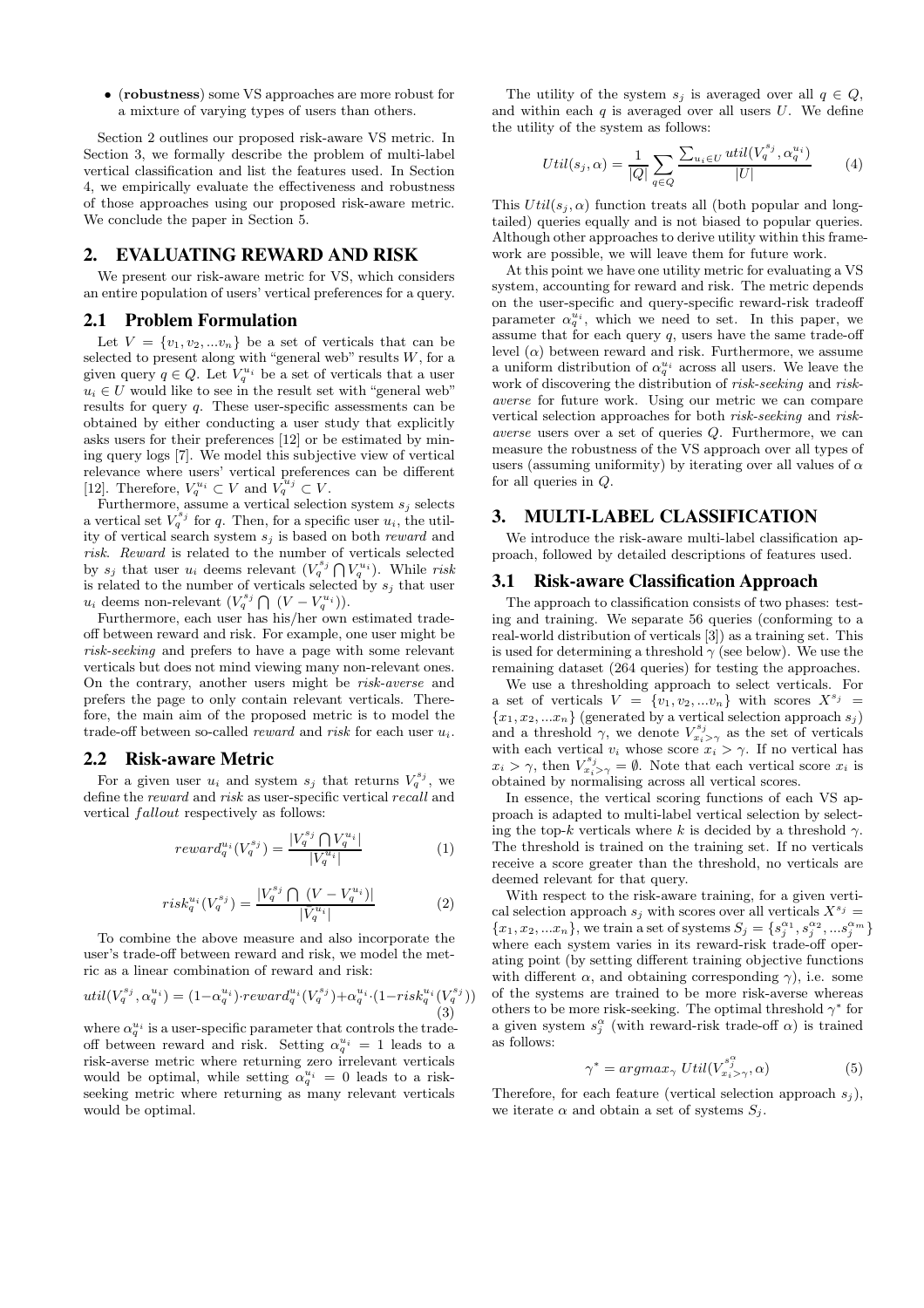- (**robustness**) some VS approaches are more robust for a mixture of varying types of users than others.

Section 2 outlines our proposed risk-aware VS metric. In Section 3, we formally describe the problem of multi-label vertical classification and list the features used. In Section 4, we empirically evaluate the effectiveness and robustness of those approaches using our proposed risk-aware metric. We conclude the paper in Section 5.

## 2. EVALUATING REWARD AND RISK

We present our risk-aware metric for VS, which considers an entire population of users' vertical preferences for a query.

### 2.1 Problem Formulation

Let $V = \{v_1, v_2, ...v_n\}$ be a set of verticals that can be selected to present along with "general web" results $W$, for a given query $q \in Q$. Let $V_q^{u_i}$ be a set of verticals that a user $u_i \in U$ would like to see in the result set with "general web" results for query $q$. These user-specific assessments can be obtained by either conducting a user study that explicitly asks users for their preferences [12] or be estimated by mining query logs [7]. We model this subjective view of vertical relevance where users' vertical preferences can be different [12]. Therefore, $V_q^{u_i} \subset V$ and $V_q^{u_j} \subset V$.

Furthermore, assume a vertical selection system $s_j$ selects a vertical set $V_q^{s_j}$ for $q$. Then, for a specific user $u_i$, the utility of vertical search system $s_j$ is based on both *reward* and *risk*. *Reward* is related to the number of verticals selected by $s_j$ that user $u_i$ deems relevant ($V_q^{s_j} \bigcap V_q^{u_i}$). While *risk* is related to the number of verticals selected by $s_j$ that user $u_i$ deems non-relevant ($V_q^{s_j} \bigcap (V - V_q^{u_i})$).

Furthermore, each user has his/her own estimated trade-off between reward and risk. For example, one user might be *risk-seeking* and prefers to have a page with some relevant verticals but does not mind viewing many non-relevant ones. On the contrary, another users might be *risk-averse* and prefers the page to only contain relevant verticals. Therefore, the main aim of the proposed metric is to model the trade-off between so-called *reward* and *risk* for each user $u_i$.

### 2.2 Risk-aware Metric

For a given user $u_i$ and system $s_j$ that returns $V_q^{s_j}$, we define the *reward* and *risk* as user-specific vertical *recall* and vertical *fallout* respectively as follows:

$$reward_q^{u_i}(V_q^{s_j}) = \frac{|V_q^{s_j} \bigcap V_q^{u_i}|}{|V_q^{u_i}|} \tag{1}$$

$$risk_q^{u_i}(V_q^{s_j}) = \frac{|V_q^{s_j} \bigcap \ (V - V_q^{u_i})|}{|V_q^{u_i}|} \tag{2}$$

To combine the above measure and also incorporate the user's trade-off between reward and risk, we model the metric as a linear combination of reward and risk:

$$util(V_q^{s_j}, \alpha_q^{u_i}) = (1-\alpha_q^{u_i}) \cdot reward_q^{u_i}(V_q^{s_j}) + \alpha_q^{u_i} \cdot (1 - risk_q^{u_i}(V_q^{s_j})) \tag{3}$$

where $\alpha_q^{u_i}$ is a user-specific parameter that controls the trade-off between reward and risk. Setting $\alpha_q^{u_i} = 1$ leads to a risk-averse metric where returning zero irrelevant verticals would be optimal, while setting $\alpha_q^{u_i} = 0$ leads to a risk-seeking metric where returning as many relevant verticals would be optimal.

The utility of the system $s_j$ is averaged over all $q \in Q$, and within each $q$ is averaged over all users $U$. We define the utility of the system as follows:

$$Util(s_j, \alpha) = \frac{1}{|Q|} \sum_{q \in Q} \frac{\sum_{u_i \in U} util(V_q^{s_j}, \alpha_q^{u_i})}{|U|} \tag{4}$$

This $Util(s_j, \alpha)$ function treats all (both popular and long-tailed) queries equally and is not biased to popular queries. Although other approaches to derive utility within this framework are possible, we will leave them for future work.

At this point we have one utility metric for evaluating a VS system, accounting for reward and risk. The metric depends on the user-specific and query-specific reward-risk tradeoff parameter $\alpha_q^{u_i}$, which we need to set. In this paper, we assume that for each query $q$, users have the same trade-off level ($\alpha$) between reward and risk. Furthermore, we assume a uniform distribution of $\alpha_q^{u_i}$ across all users. We leave the work of discovering the distribution of *risk-seeking* and *risk-averse* for future work. Using our metric we can compare vertical selection approaches for both *risk-seeking* and *risk-averse* users over a set of queries $Q$. Furthermore, we can measure the robustness of the VS approach over all types of users (assuming uniformity) by iterating over all values of $\alpha$ for all queries in $Q$.

## 3. MULTI-LABEL CLASSIFICATION

We introduce the risk-aware multi-label classification approach, followed by detailed descriptions of features used.

### 3.1 Risk-aware Classification Approach

The approach to classification consists of two phases: testing and training. We separate 56 queries (conforming to a real-world distribution of verticals [3]) as a training set. This is used for determining a threshold $\gamma$ (see below). We use the remaining dataset (264 queries) for testing the approaches.

We use a thresholding approach to select verticals. For a set of verticals $V = \{v_1, v_2, ...v_n\}$ with scores $X^{s_j} = \{x_1, x_2, ...x_n\}$ (generated by a vertical selection approach $s_j$) and a threshold $\gamma$, we denote $V_{x_i > \gamma}^{s_j}$ as the set of verticals with each vertical $v_i$ whose score $x_i > \gamma$. If no vertical has $x_i > \gamma$, then $V_{x_i > \gamma}^{s_j} = \emptyset$. Note that each vertical score $x_i$ is obtained by normalising across all vertical scores.

In essence, the vertical scoring functions of each VS approach is adapted to multi-label vertical selection by selecting the top-$k$ verticals where $k$ is decided by a threshold $\gamma$. The threshold is trained on the training set. If no verticals receive a score greater than the threshold, no verticals are deemed relevant for that query.

With respect to the risk-aware training, for a given vertical selection approach $s_j$ with scores over all verticals $X^{s_j} = \{x_1, x_2, ...x_n\}$, we train a set of systems $S_j = \{s_j^{\alpha_1}, s_j^{\alpha_2}, ...s_j^{\alpha_m}\}$ where each system varies in its reward-risk trade-off operating point (by setting different training objective functions with different $\alpha$, and obtaining corresponding $\gamma$), i.e. some of the systems are trained to be more risk-averse whereas others to be more risk-seeking. The optimal threshold $\gamma^*$ for a given system $s_j^{\alpha}$ (with reward-risk trade-off $\alpha$) is trained as follows:

$$\gamma^* = argmax_{\gamma} \ Util(V_{x_i > \gamma}^{s_j^{\alpha}}, \alpha) \tag{5}$$

Therefore, for each feature (vertical selection approach $s_j$), we iterate $\alpha$ and obtain a set of systems $S_j$.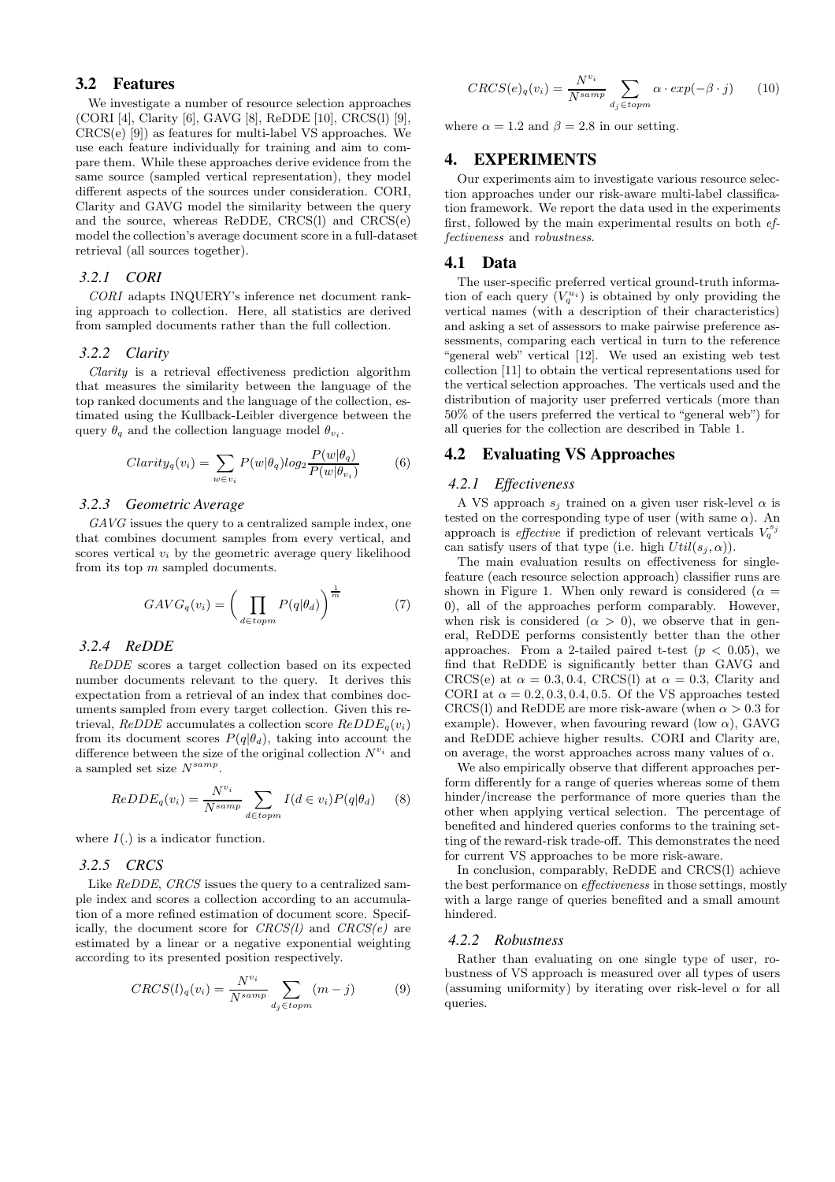## 3.2 Features

We investigate a number of resource selection approaches (CORI [4], Clarity [6], GAVG [8], ReDDE [10], CRCS(l) [9], CRCS(e) [9]) as features for multi-label VS approaches. We use each feature individually for training and aim to compare them. While these approaches derive evidence from the same source (sampled vertical representation), they model different aspects of the sources under consideration. CORI, Clarity and GAVG model the similarity between the query and the source, whereas ReDDE, CRCS(l) and CRCS(e) model the collection's average document score in a full-dataset retrieval (all sources together).

### 3.2.1 CORI

*CORI* adapts INQUERY's inference net document ranking approach to collection. Here, all statistics are derived from sampled documents rather than the full collection.

### 3.2.2 Clarity

*Clarity* is a retrieval effectiveness prediction algorithm that measures the similarity between the language of the top ranked documents and the language of the collection, estimated using the Kullback-Leibler divergence between the query $\theta_q$ and the collection language model $\theta_{v_i}$.

$$Clarity_q(v_i) = \sum_{w \in v_i} P(w|\theta_q) log_2 \frac{P(w|\theta_q)}{P(w|\theta_{v_i})} \tag{6}$$

### 3.2.3 Geometric Average

*GAVG* issues the query to a centralized sample index, one that combines document samples from every vertical, and scores vertical $v_i$ by the geometric average query likelihood from its top $m$ sampled documents.

$$GAVG_q(v_i) = \Big( \prod_{d \in topm} P(q|\theta_d) \Big)^{\frac{1}{m}} \tag{7}$$

### 3.2.4 ReDDE

*ReDDE* scores a target collection based on its expected number documents relevant to the query. It derives this expectation from a retrieval of an index that combines documents sampled from every target collection. Given this retrieval, *ReDDE* accumulates a collection score $ReDDE_q(v_i)$ from its document scores $P(q|\theta_d)$, taking into account the difference between the size of the original collection $N^{v_i}$ and a sampled set size $N^{samp}$.

$$ReDDE_q(v_i) = \frac{N^{v_i}}{N^{samp}} \sum_{d \in topm} I(d \in v_i) P(q|\theta_d) \tag{8}$$

where $I(.)$ is a indicator function.

### 3.2.5 CRCS

Like *ReDDE*, *CRCS* issues the query to a centralized sample index and scores a collection according to an accumulation of a more refined estimation of document score. Specifically, the document score for *CRCS(l)* and *CRCS(e)* are estimated by a linear or a negative exponential weighting according to its presented position respectively.

$$CRCS(l)_q(v_i) = \frac{N^{v_i}}{N^{samp}} \sum_{d_j \in topm} (m - j) \tag{9}$$

$$CRCS(e)_q(v_i) = \frac{N^{v_i}}{N^{samp}} \sum_{d_j \in topm} \alpha \cdot exp(-\beta \cdot j) \tag{10}$$

where $\alpha = 1.2$ and $\beta = 2.8$ in our setting.

# 4. EXPERIMENTS

Our experiments aim to investigate various resource selection approaches under our risk-aware multi-label classification framework. We report the data used in the experiments first, followed by the main experimental results on both *effectiveness* and *robustness*.

## 4.1 Data

The user-specific preferred vertical ground-truth information of each query ($V_q^{u_i}$) is obtained by only providing the vertical names (with a description of their characteristics) and asking a set of assessors to make pairwise preference assessments, comparing each vertical in turn to the reference "general web" vertical [12]. We used an existing web test collection [11] to obtain the vertical representations used for the vertical selection approaches. The verticals used and the distribution of majority user preferred verticals (more than 50% of the users preferred the vertical to "general web") for all queries for the collection are described in Table 1.

## 4.2 Evaluating VS Approaches

### 4.2.1 Effectiveness

A VS approach $s_j$ trained on a given user risk-level $\alpha$ is tested on the corresponding type of user (with same $\alpha$). An approach is *effective* if prediction of relevant verticals $V_q^{s_j}$ can satisfy users of that type (i.e. high $Util(s_j, \alpha)$).

The main evaluation results on effectiveness for single-feature (each resource selection approach) classifier runs are shown in Figure 1. When only reward is considered ($\alpha = 0$), all of the approaches perform comparably. However, when risk is considered ($\alpha > 0$), we observe that in general, ReDDE performs consistently better than the other approaches. From a 2-tailed paired t-test ($p < 0.05$), we find that ReDDE is significantly better than GAVG and CRCS(e) at $\alpha = 0.3, 0.4$, CRCS(l) at $\alpha = 0.3$, Clarity and CORI at $\alpha = 0.2, 0.3, 0.4, 0.5$. Of the VS approaches tested CRCS(l) and ReDDE are more risk-aware (when $\alpha > 0.3$ for example). However, when favouring reward (low $\alpha$), GAVG and ReDDE achieve higher results. CORI and Clarity are, on average, the worst approaches across many values of $\alpha$.

We also empirically observe that different approaches perform differently for a range of queries whereas some of them hinder/increase the performance of more queries than the other when applying vertical selection. The percentage of benefited and hindered queries conforms to the training setting of the reward-risk trade-off. This demonstrates the need for current VS approaches to be more risk-aware.

In conclusion, comparably, ReDDE and CRCS(l) achieve the best performance on *effectiveness* in those settings, mostly with a large range of queries benefited and a small amount hindered.

### 4.2.2 Robustness

Rather than evaluating on one single type of user, robustness of VS approach is measured over all types of users (assuming uniformity) by iterating over risk-level $\alpha$ for all queries.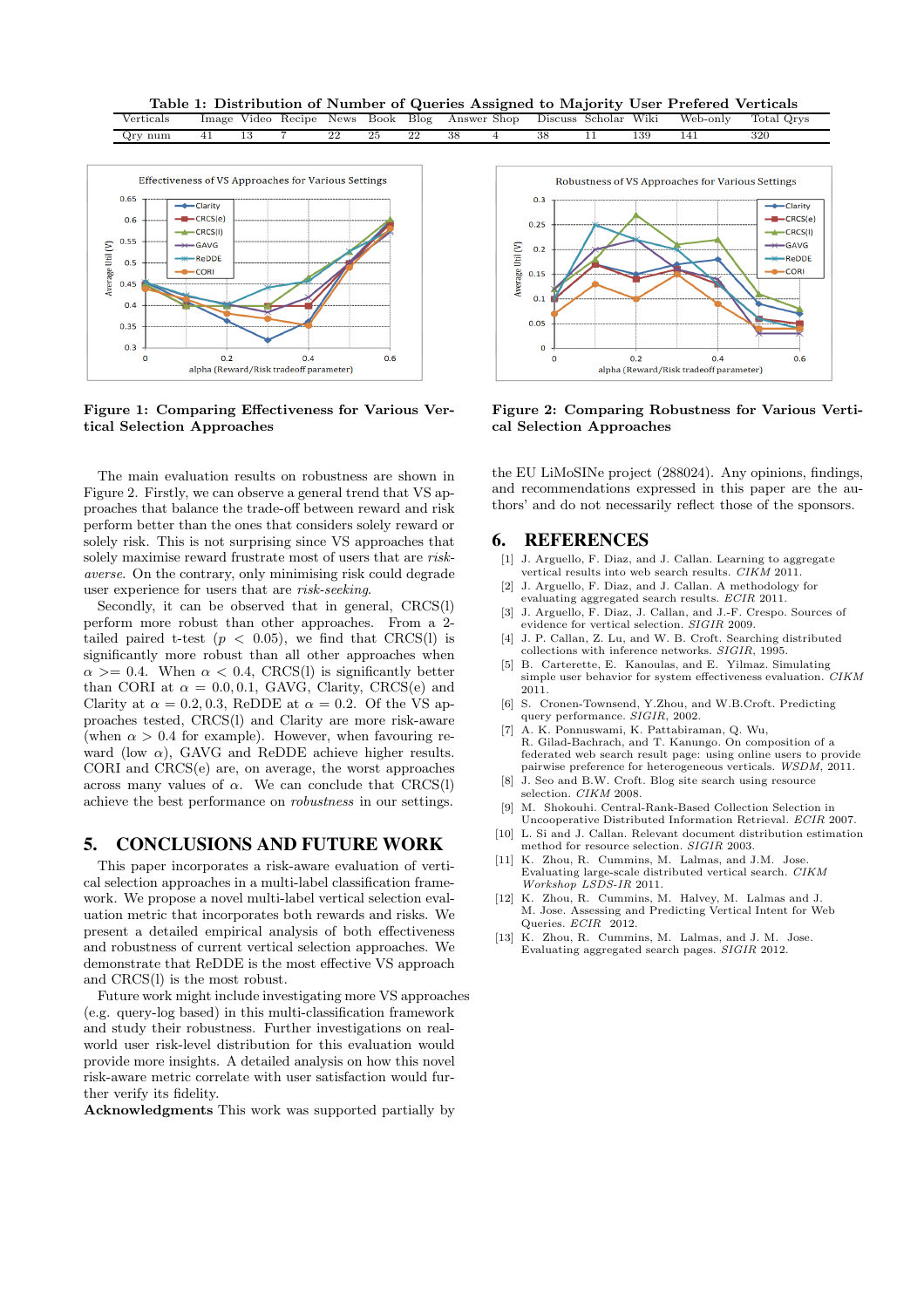Table 1: Distribution of Number of Queries Assigned to Majority User Prefered Verticals

| Verticals | Image | Video | Recipe | News | Book | Blog | Answer | Shop | Discuss | Scholar | Wiki | Web-only | Total Qrys |
|---|---|---|---|---|---|---|---|---|---|---|---|---|---|
| Qry num | 41 | 13 | 7 | 22 | 25 | 22 | 38 | 4 | 38 | 11 | 139 | 141 | 320 |

Effectiveness of VS Approaches for Various Settings

Clarity
CRCS(e)
CRCS(l)
GAVG
ReDDE
CORI

Average Util (V)

0.65
0.6
0.55
0.5
0.45
0.4
0.35
0.3

0
0.2
0.4
0.6

alpha (Reward/Risk tradeoff parameter)

**Figure 1: Comparing Effectiveness for Various Vertical Selection Approaches**

Robustness of VS Approaches for Various Settings

Clarity
CRCS(e)
CRCS(l)
GAVG
ReDDE
CORI

Average Util (V)

0.3
0.25
0.2
0.15
0.1
0.05
0

0
0.2
0.4
0.6

alpha (Reward/Risk tradeoff parameter)

**Figure 2: Comparing Robustness for Various Vertical Selection Approaches**

The main evaluation results on robustness are shown in Figure 2. Firstly, we can observe a general trend that VS approaches that balance the trade-off between reward and risk perform better than the ones that considers solely reward or solely risk. This is not surprising since VS approaches that solely maximise reward frustrate most of users that are *risk-averse*. On the contrary, only minimising risk could degrade user experience for users that are *risk-seeking*.

Secondly, it can be observed that in general, CRCS(l) perform more robust than other approaches. From a 2-tailed paired t-test ($p < 0.05$), we find that CRCS(l) is significantly more robust than all other approches when $\alpha >= 0.4$. When $\alpha < 0.4$, CRCS(l) is significantly better than CORI at $\alpha = 0.0, 0.1$, GAVG, Clarity, CRCS(e) and Clarity at $\alpha = 0.2, 0.3$, ReDDE at $\alpha = 0.2$. Of the VS approaches tested, CRCS(l) and Clarity are more risk-aware (when $\alpha > 0.4$ for example). However, when favouring reward (low $\alpha$), GAVG and ReDDE achieve higher results. CORI and CRCS(e) are, on average, the worst approaches across many values of $\alpha$. We can conclude that CRCS(l) achieve the best performance on *robustness* in our settings.

## 5. CONCLUSIONS AND FUTURE WORK

This paper incorporates a risk-aware evaluation of vertical selection approaches in a multi-label classification framework. We propose a novel multi-label vertical selection evaluation metric that incorporates both rewards and risks. We present a detailed empirical analysis of both effectiveness and robustness of current vertical selection approaches. We demonstrate that ReDDE is the most effective VS approach and CRCS(l) is the most robust.

Future work might include investigating more VS approaches (e.g. query-log based) in this multi-classification framework and study their robustness. Further investigations on real-world user risk-level distribution for this evaluation would provide more insights. A detailed analysis on how this novel risk-aware metric correlate with user satisfaction would further verify its fidelity.

**Acknowledgments** This work was supported partially by the EU LiMoSINe project (288024). Any opinions, findings, and recommendations expressed in this paper are the authors' and do not necessarily reflect those of the sponsors.

## 6. REFERENCES

[1] J. Arguello, F. Diaz, and J. Callan. Learning to aggregate vertical results into web search results. *CIKM* 2011.

[2] J. Arguello, F. Diaz, and J. Callan. A methodology for evaluating aggregated search results. *ECIR* 2011.

[3] J. Arguello, F. Diaz, J. Callan, and J.-F. Crespo. Sources of evidence for vertical selection. *SIGIR* 2009.

[4] J. P. Callan, Z. Lu, and W. B. Croft. Searching distributed collections with inference networks. *SIGIR*, 1995.

[5] B. Carterette, E. Kanoulas, and E. Yilmaz. Simulating simple user behavior for system effectiveness evaluation. *CIKM* 2011.

[6] S. Cronen-Townsend, Y.Zhou, and W.B.Croft. Predicting query performance. *SIGIR*, 2002.

[7] A. K. Ponnuswami, K. Pattabiraman, Q. Wu, R. Gilad-Bachrach, and T. Kanungo. On composition of a federated web search result page: using online users to provide pairwise preference for heterogeneous verticals. *WSDM*, 2011.

[8] J. Seo and B.W. Croft. Blog site search using resource selection. *CIKM* 2008.

[9] M. Shokouhi. Central-Rank-Based Collection Selection in Uncooperative Distributed Information Retrieval. *ECIR* 2007.

[10] L. Si and J. Callan. Relevant document distribution estimation method for resource selection. *SIGIR* 2003.

[11] K. Zhou, R. Cummins, M. Lalmas, and J.M. Jose. Evaluating large-scale distributed vertical search. *CIKM Workshop LSDS-IR* 2011.

[12] K. Zhou, R. Cummins, M. Halvey, M. Lalmas and J. M. Jose. Assessing and Predicting Vertical Intent for Web Queries. *ECIR* 2012.

[13] K. Zhou, R. Cummins, M. Lalmas, and J. M. Jose. Evaluating aggregated search pages. *SIGIR* 2012.